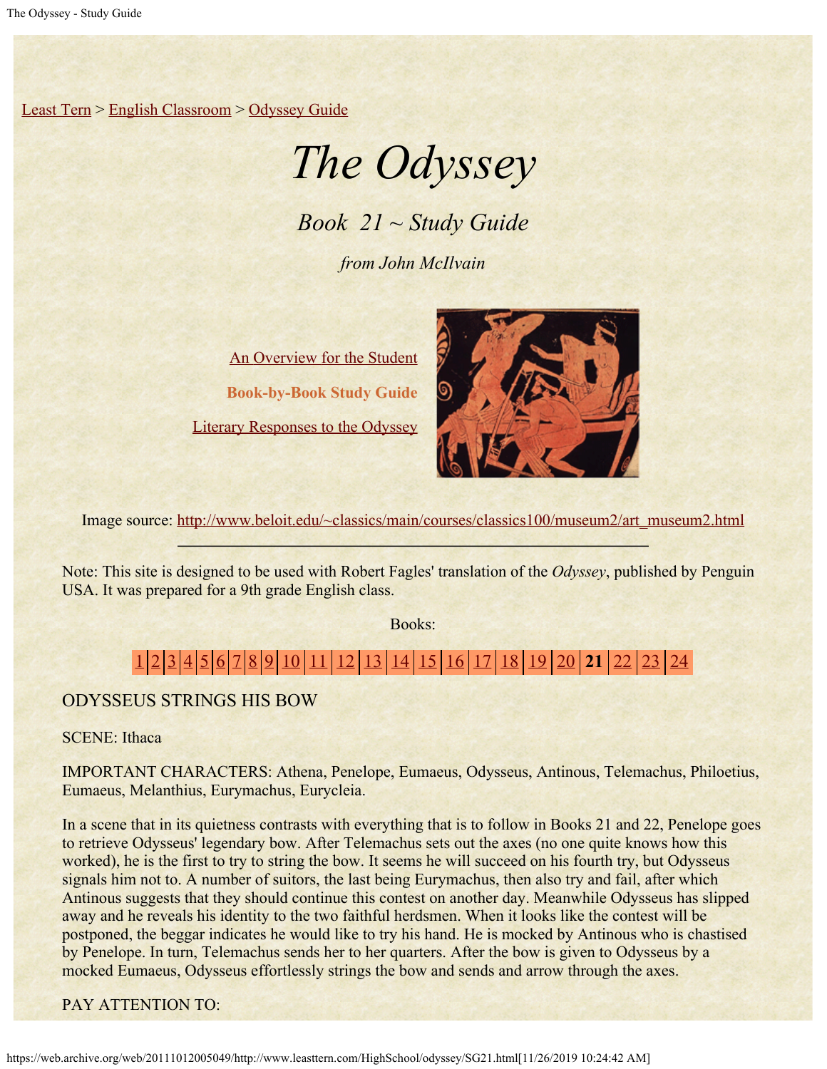Least Tern > English Classroom > Odyssey Guide

# *The Odyssey*

## *Book 21 ~ Study Guide*

*from John McIlvain*

An Overview for the Student

**Book-by-Book Study Guide**

Literary Responses to the Odyssey

Image source: http://www.beloit.edu/~classics/main/courses/classics100/museum2/art_museum2.html

---

Note: This site is designed to be used with Robert Fagles' translation of the *Odyssey*, published by Penguin USA. It was prepared for a 9th grade English class.

Books:

1 | 2 | 3 | 4 | 5 | 6 | 7 | 8 | 9 | 10 | 11 | 12 | 13 | 14 | 15 | 16 | 17 | 18 | 19 | 20 | **21** | 22 | 23 | 24

ODYSSEUS STRINGS HIS BOW

SCENE: Ithaca

IMPORTANT CHARACTERS: Athena, Penelope, Eumaeus, Odysseus, Antinous, Telemachus, Philoetius, Eumaeus, Melanthius, Eurymachus, Eurycleia.

In a scene that in its quietness contrasts with everything that is to follow in Books 21 and 22, Penelope goes to retrieve Odysseus' legendary bow. After Telemachus sets out the axes (no one quite knows how this worked), he is the first to try to string the bow. It seems he will succeed on his fourth try, but Odysseus signals him not to. A number of suitors, the last being Eurymachus, then also try and fail, after which Antinous suggests that they should continue this contest on another day. Meanwhile Odysseus has slipped away and he reveals his identity to the two faithful herdsmen. When it looks like the contest will be postponed, the beggar indicates he would like to try his hand. He is mocked by Antinous who is chastised by Penelope. In turn, Telemachus sends her to her quarters. After the bow is given to Odysseus by a mocked Eumaeus, Odysseus effortlessly strings the bow and sends and arrow through the axes.

PAY ATTENTION TO: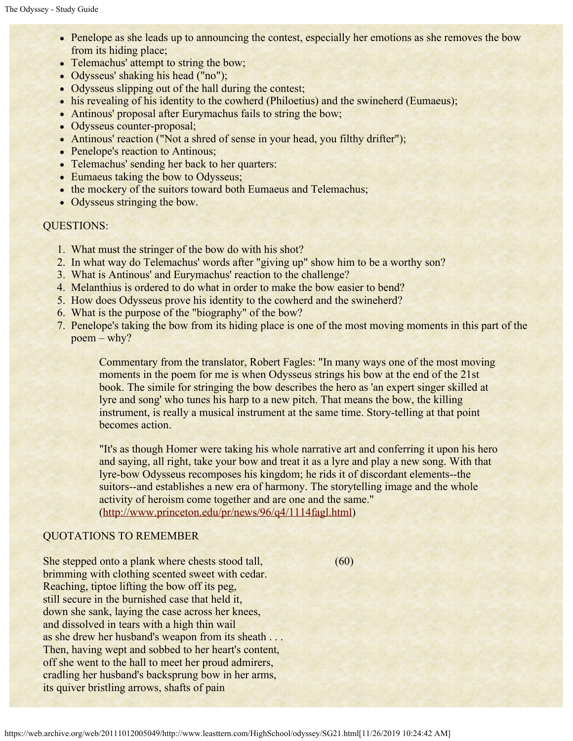- Penelope as she leads up to announcing the contest, especially her emotions as she removes the bow from its hiding place;
- Telemachus' attempt to string the bow;
- Odysseus' shaking his head ("no");
- Odysseus slipping out of the hall during the contest;
- his revealing of his identity to the cowherd (Philoetius) and the swineherd (Eumaeus);
- Antinous' proposal after Eurymachus fails to string the bow;
- Odysseus counter-proposal;
- Antinous' reaction ("Not a shred of sense in your head, you filthy drifter");
- Penelope's reaction to Antinous;
- Telemachus' sending her back to her quarters:
- Eumaeus taking the bow to Odysseus;
- the mockery of the suitors toward both Eumaeus and Telemachus;
- Odysseus stringing the bow.

QUESTIONS:

1. What must the stringer of the bow do with his shot?
2. In what way do Telemachus' words after "giving up" show him to be a worthy son?
3. What is Antinous' and Eurymachus' reaction to the challenge?
4. Melanthius is ordered to do what in order to make the bow easier to bend?
5. How does Odysseus prove his identity to the cowherd and the swineherd?
6. What is the purpose of the "biography" of the bow?
7. Penelope's taking the bow from its hiding place is one of the most moving moments in this part of the poem – why?

> Commentary from the translator, Robert Fagles: "In many ways one of the most moving moments in the poem for me is when Odysseus strings his bow at the end of the 21st book. The simile for stringing the bow describes the hero as 'an expert singer skilled at lyre and song' who tunes his harp to a new pitch. That means the bow, the killing instrument, is really a musical instrument at the same time. Story-telling at that point becomes action.
>
> "It's as though Homer were taking his whole narrative art and conferring it upon his hero and saying, all right, take your bow and treat it as a lyre and play a new song. With that lyre-bow Odysseus recomposes his kingdom; he rids it of discordant elements--the suitors--and establishes a new era of harmony. The storytelling image and the whole activity of heroism come together and are one and the same." (http://www.princeton.edu/pr/news/96/q4/1114fagl.html)

QUOTATIONS TO REMEMBER

She stepped onto a plank where chests stood tall, (60)
brimming with clothing scented sweet with cedar.
Reaching, tiptoe lifting the bow off its peg,
still secure in the burnished case that held it,
down she sank, laying the case across her knees,
and dissolved in tears with a high thin wail
as she drew her husband's weapon from its sheath . . .
Then, having wept and sobbed to her heart's content,
off she went to the hall to meet her proud admirers,
cradling her husband's backsprung bow in her arms,
its quiver bristling arrows, shafts of pain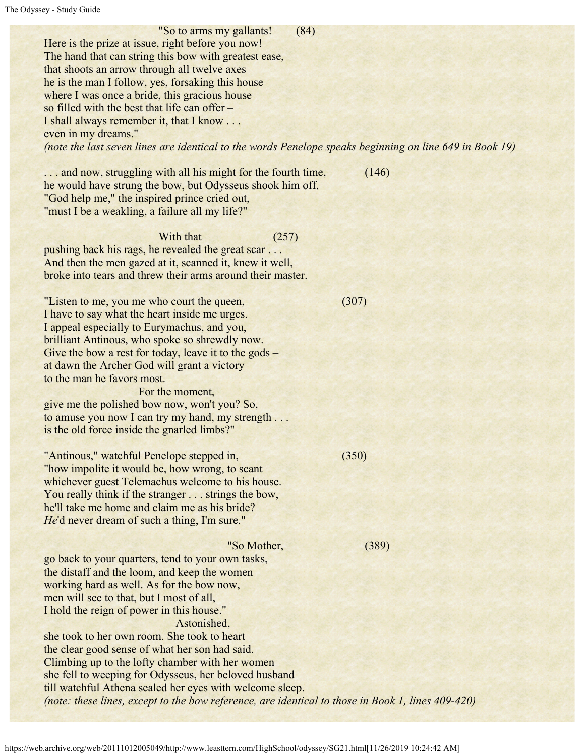"So to arms my gallants! (84)
Here is the prize at issue, right before you now!
The hand that can string this bow with greatest ease,
that shoots an arrow through all twelve axes –
he is the man I follow, yes, forsaking this house
where I was once a bride, this gracious house
so filled with the best that life can offer –
I shall always remember it, that I know . . .
even in my dreams."
*(note the last seven lines are identical to the words Penelope speaks beginning on line 649 in Book 19)*

. . . and now, struggling with all his might for the fourth time, (146)
he would have strung the bow, but Odysseus shook him off.
"God help me," the inspired prince cried out,
"must I be a weakling, a failure all my life?"

With that (257)
pushing back his rags, he revealed the great scar . . .
And then the men gazed at it, scanned it, knew it well,
broke into tears and threw their arms around their master.

"Listen to me, you me who court the queen, (307)
I have to say what the heart inside me urges.
I appeal especially to Eurymachus, and you,
brilliant Antinous, who spoke so shrewdly now.
Give the bow a rest for today, leave it to the gods –
at dawn the Archer God will grant a victory
to the man he favors most.
For the moment,
give me the polished bow now, won't you? So,
to amuse you now I can try my hand, my strength . . .
is the old force inside the gnarled limbs?"

"Antinous," watchful Penelope stepped in, (350)
"how impolite it would be, how wrong, to scant
whichever guest Telemachus welcome to his house.
You really think if the stranger . . . strings the bow,
he'll take me home and claim me as his bride?
*He*'d never dream of such a thing, I'm sure."

"So Mother, (389)
go back to your quarters, tend to your own tasks,
the distaff and the loom, and keep the women
working hard as well. As for the bow now,
men will see to that, but I most of all,
I hold the reign of power in this house."
Astonished,
she took to her own room. She took to heart
the clear good sense of what her son had said.
Climbing up to the lofty chamber with her women
she fell to weeping for Odysseus, her beloved husband
till watchful Athena sealed her eyes with welcome sleep.
*(note: these lines, except to the bow reference, are identical to those in Book 1, lines 409-420)*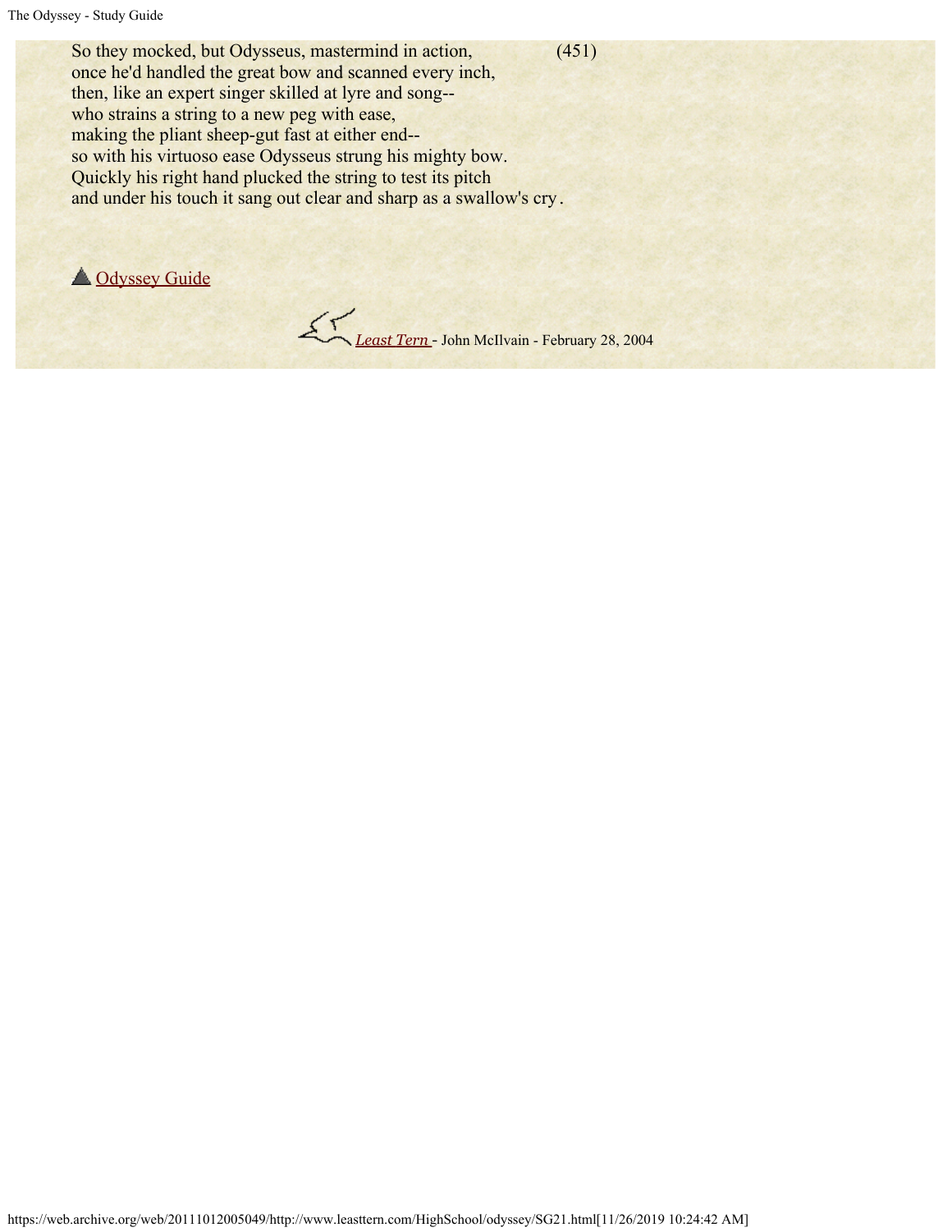So they mocked, but Odysseus, mastermind in action, (451)
once he'd handled the great bow and scanned every inch,
then, like an expert singer skilled at lyre and song--
who strains a string to a new peg with ease,
making the pliant sheep-gut fast at either end--
so with his virtuoso ease Odysseus strung his mighty bow.
Quickly his right hand plucked the string to test its pitch
and under his touch it sang out clear and sharp as a swallow's cry.

Odyssey Guide

*Least Tern* - John McIlvain - February 28, 2004